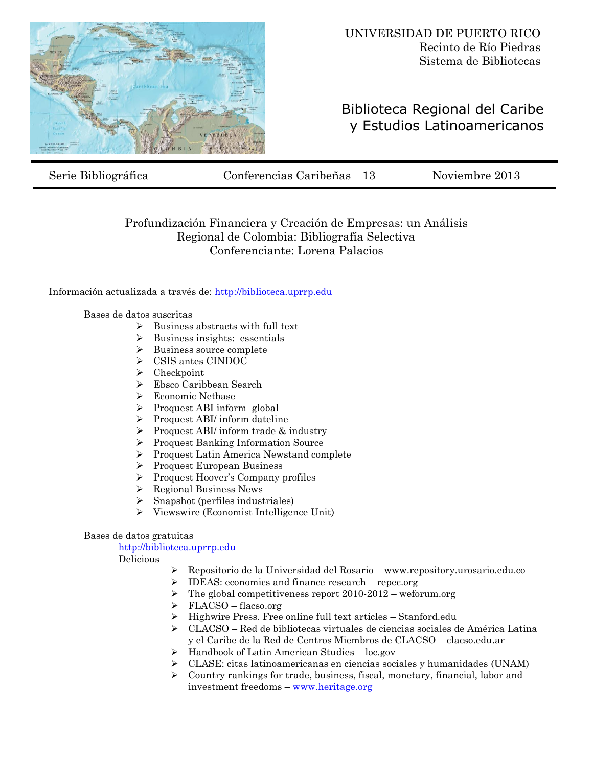UNIVERSIDAD DE PUERTO RICO
Recinto de Río Piedras
Sistema de Bibliotecas

# Biblioteca Regional del Caribe y Estudios Latinoamericanos

Serie Bibliográfica | Conferencias Caribeñas 13 | Noviembre 2013

## Profundización Financiera y Creación de Empresas: un Análisis Regional de Colombia: Bibliografía Selectiva

### Conferenciante: Lorena Palacios

Información actualizada a través de: http://biblioteca.uprrp.edu

Bases de datos suscritas

- Business abstracts with full text
- Business insights: essentials
- Business source complete
- CSIS antes CINDOC
- Checkpoint
- Ebsco Caribbean Search
- Economic Netbase
- Proquest ABI inform global
- Proquest ABI/ inform dateline
- Proquest ABI/ inform trade & industry
- Proquest Banking Information Source
- Proquest Latin America Newstand complete
- Proquest European Business
- Proquest Hoover's Company profiles
- Regional Business News
- Snapshot (perfiles industriales)
- Viewswire (Economist Intelligence Unit)

Bases de datos gratuitas

http://biblioteca.uprrp.edu

Delicious

- Repositorio de la Universidad del Rosario – www.repository.urosario.edu.co
- IDEAS: economics and finance research – repec.org
- The global competitiveness report 2010-2012 – weforum.org
- FLACSO – flacso.org
- Highwire Press. Free online full text articles – Stanford.edu
- CLACSO – Red de bibliotecas virtuales de ciencias sociales de América Latina y el Caribe de la Red de Centros Miembros de CLACSO – clacso.edu.ar
- Handbook of Latin American Studies – loc.gov
- CLASE: citas latinoamericanas en ciencias sociales y humanidades (UNAM)
- Country rankings for trade, business, fiscal, monetary, financial, labor and investment freedoms – www.heritage.org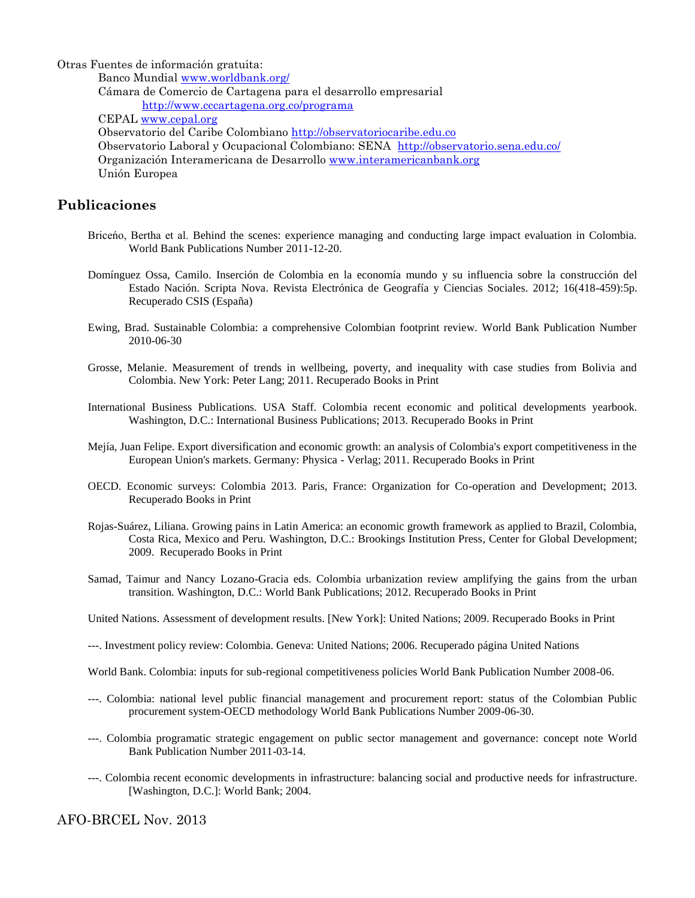Otras Fuentes de información gratuita:

Banco Mundial www.worldbank.org/

Cámara de Comercio de Cartagena para el desarrollo empresarial http://www.cccartagena.org.co/programa

CEPAL www.cepal.org

Observatorio del Caribe Colombiano http://observatoriocaribe.edu.co

Observatorio Laboral y Ocupacional Colombiano: SENA http://observatorio.sena.edu.co/

Organización Interamericana de Desarrollo www.interamericanbank.org

Unión Europea

## Publicaciones

Briceño, Bertha et al. Behind the scenes: experience managing and conducting large impact evaluation in Colombia. World Bank Publications Number 2011-12-20.

Domínguez Ossa, Camilo. Inserción de Colombia en la economía mundo y su influencia sobre la construcción del Estado Nación. Scripta Nova. Revista Electrónica de Geografía y Ciencias Sociales. 2012; 16(418-459):5p. Recuperado CSIS (España)

Ewing, Brad. Sustainable Colombia: a comprehensive Colombian footprint review. World Bank Publication Number 2010-06-30

Grosse, Melanie. Measurement of trends in wellbeing, poverty, and inequality with case studies from Bolivia and Colombia. New York: Peter Lang; 2011. Recuperado Books in Print

International Business Publications. USA Staff. Colombia recent economic and political developments yearbook. Washington, D.C.: International Business Publications; 2013. Recuperado Books in Print

Mejía, Juan Felipe. Export diversification and economic growth: an analysis of Colombia's export competitiveness in the European Union's markets. Germany: Physica - Verlag; 2011. Recuperado Books in Print

OECD. Economic surveys: Colombia 2013. Paris, France: Organization for Co-operation and Development; 2013. Recuperado Books in Print

Rojas-Suárez, Liliana. Growing pains in Latin America: an economic growth framework as applied to Brazil, Colombia, Costa Rica, Mexico and Peru. Washington, D.C.: Brookings Institution Press, Center for Global Development; 2009. Recuperado Books in Print

Samad, Taimur and Nancy Lozano-Gracia eds. Colombia urbanization review amplifying the gains from the urban transition. Washington, D.C.: World Bank Publications; 2012. Recuperado Books in Print

United Nations. Assessment of development results. [New York]: United Nations; 2009. Recuperado Books in Print

---. Investment policy review: Colombia. Geneva: United Nations; 2006. Recuperado página United Nations

World Bank. Colombia: inputs for sub-regional competitiveness policies World Bank Publication Number 2008-06.

---. Colombia: national level public financial management and procurement report: status of the Colombian Public procurement system-OECD methodology World Bank Publications Number 2009-06-30.

---. Colombia programatic strategic engagement on public sector management and governance: concept note World Bank Publication Number 2011-03-14.

---. Colombia recent economic developments in infrastructure: balancing social and productive needs for infrastructure. [Washington, D.C.]: World Bank; 2004.

AFO-BRCEL Nov. 2013